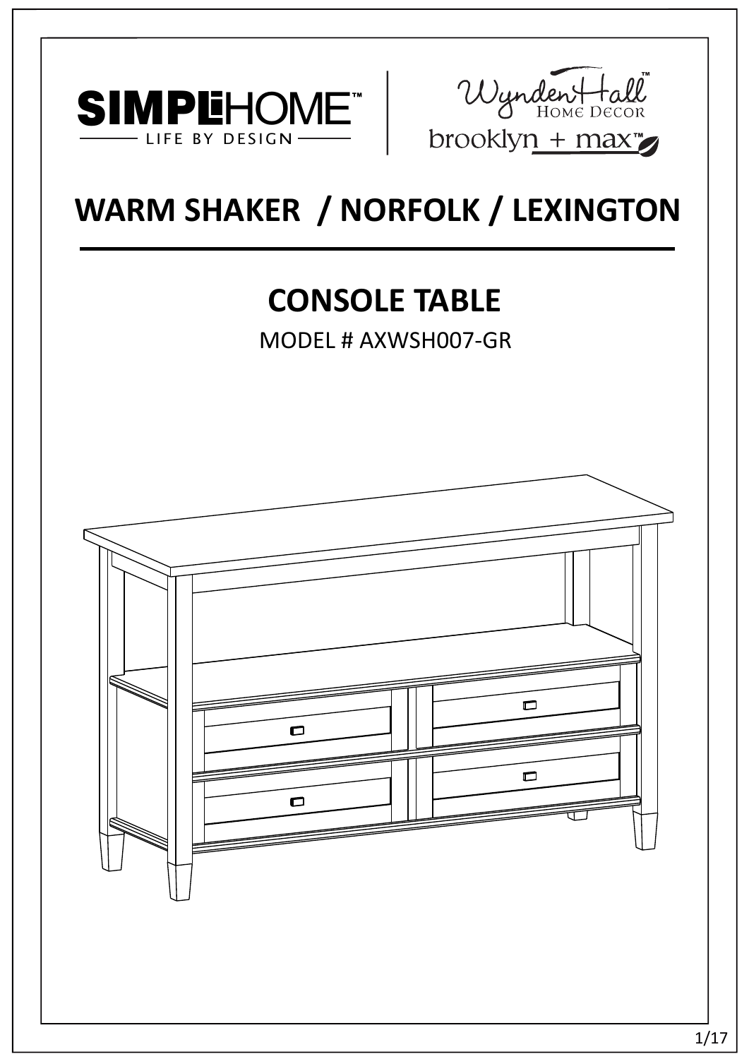SIMPLIHOME™
LIFE BY DESIGN

Wynden Hall™
HOME DECOR

brooklyn + max™

# WARM SHAKER / NORFOLK / LEXINGTON

## CONSOLE TABLE

MODEL # AXWSH007-GR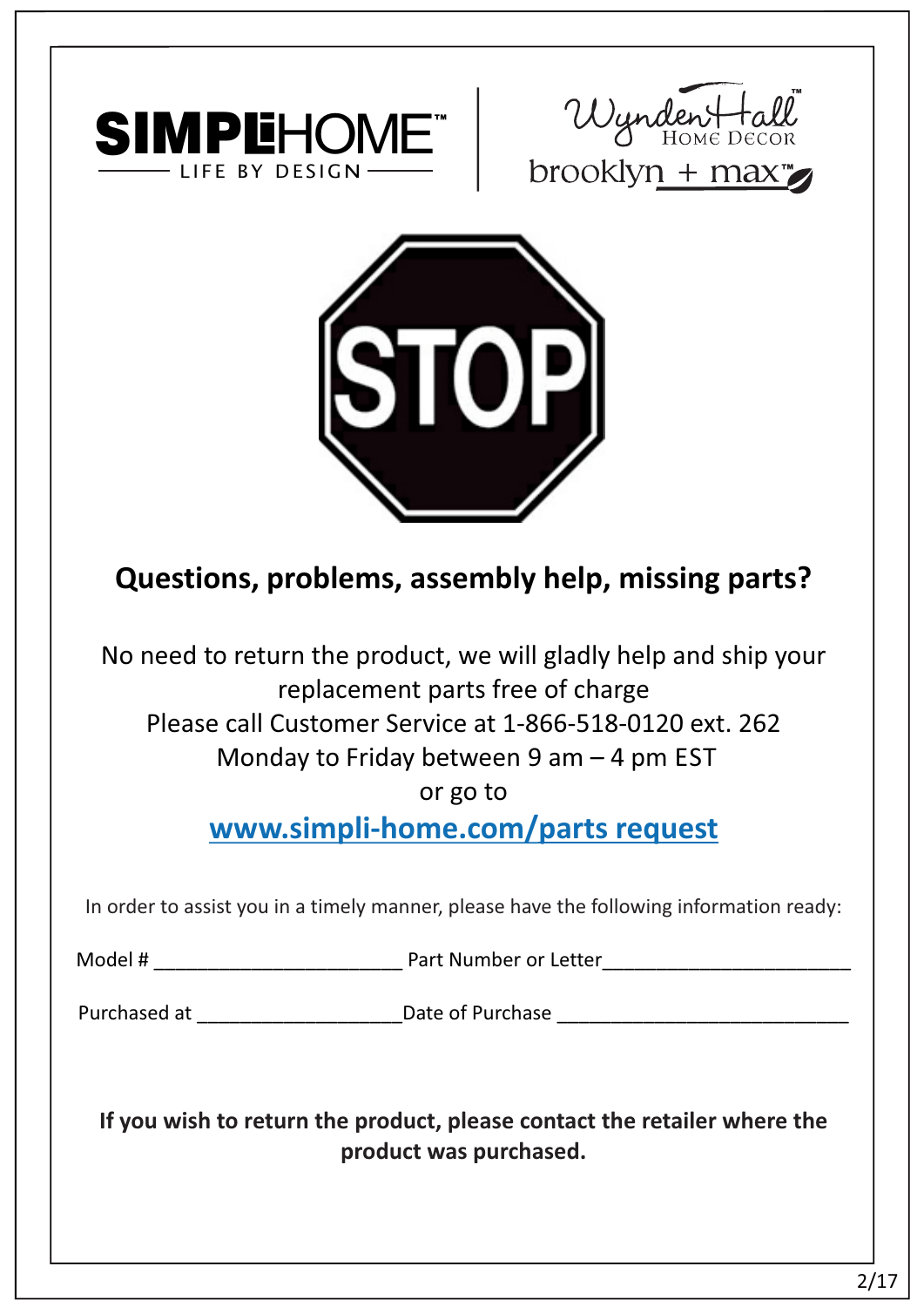SIMPLIHOME™ — LIFE BY DESIGN

Wynden Hall™ Home Decor

brooklyn + max™

STOP

## Questions, problems, assembly help, missing parts?

No need to return the product, we will gladly help and ship your replacement parts free of charge

Please call Customer Service at 1-866-518-0120 ext. 262

Monday to Friday between 9 am – 4 pm EST

or go to

**www.simpli-home.com/parts request**

In order to assist you in a timely manner, please have the following information ready:

Model # ______________________ Part Number or Letter______________________

Purchased at __________________Date of Purchase __________________________

**If you wish to return the product, please contact the retailer where the product was purchased.**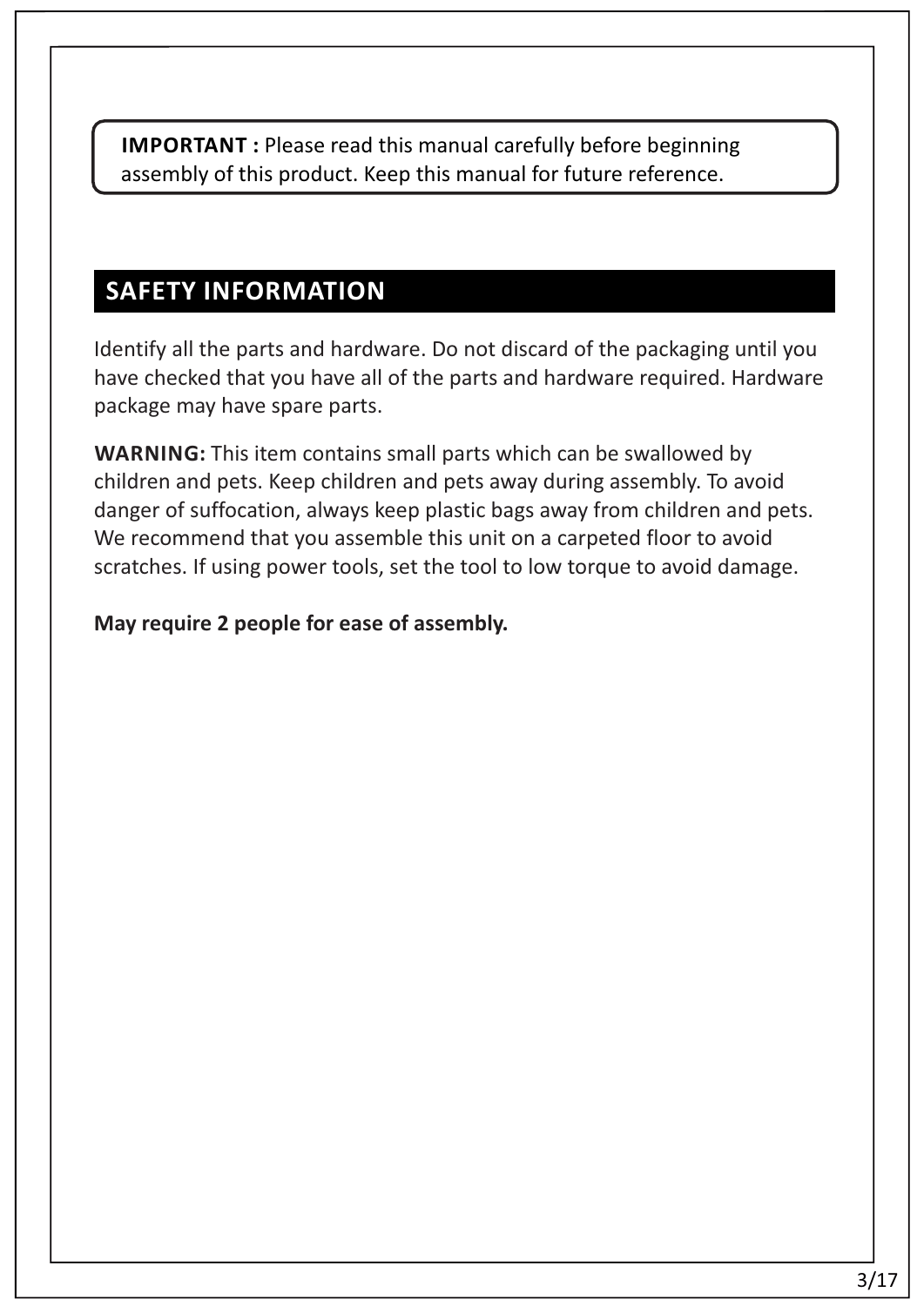**IMPORTANT :** Please read this manual carefully before beginning assembly of this product. Keep this manual for future reference.

## SAFETY INFORMATION

Identify all the parts and hardware. Do not discard of the packaging until you have checked that you have all of the parts and hardware required. Hardware package may have spare parts.

**WARNING:** This item contains small parts which can be swallowed by children and pets. Keep children and pets away during assembly. To avoid danger of suffocation, always keep plastic bags away from children and pets. We recommend that you assemble this unit on a carpeted floor to avoid scratches. If using power tools, set the tool to low torque to avoid damage.

**May require 2 people for ease of assembly.**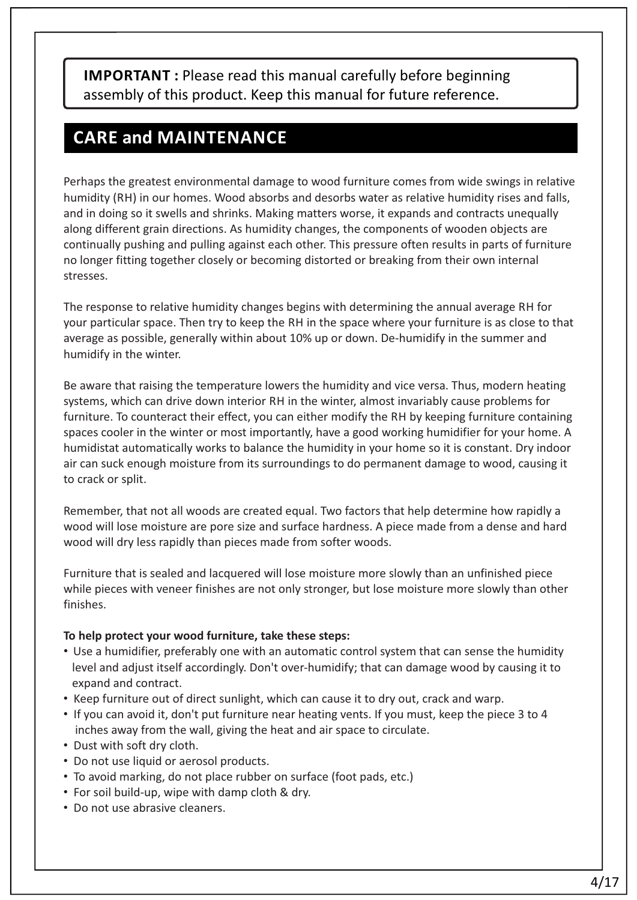**IMPORTANT :** Please read this manual carefully before beginning assembly of this product. Keep this manual for future reference.

## CARE and MAINTENANCE

Perhaps the greatest environmental damage to wood furniture comes from wide swings in relative humidity (RH) in our homes. Wood absorbs and desorbs water as relative humidity rises and falls, and in doing so it swells and shrinks. Making matters worse, it expands and contracts unequally along different grain directions. As humidity changes, the components of wooden objects are continually pushing and pulling against each other. This pressure often results in parts of furniture no longer fitting together closely or becoming distorted or breaking from their own internal stresses.

The response to relative humidity changes begins with determining the annual average RH for your particular space. Then try to keep the RH in the space where your furniture is as close to that average as possible, generally within about 10% up or down. De-humidify in the summer and humidify in the winter.

Be aware that raising the temperature lowers the humidity and vice versa. Thus, modern heating systems, which can drive down interior RH in the winter, almost invariably cause problems for furniture. To counteract their effect, you can either modify the RH by keeping furniture containing spaces cooler in the winter or most importantly, have a good working humidifier for your home. A humidistat automatically works to balance the humidity in your home so it is constant. Dry indoor air can suck enough moisture from its surroundings to do permanent damage to wood, causing it to crack or split.

Remember, that not all woods are created equal. Two factors that help determine how rapidly a wood will lose moisture are pore size and surface hardness. A piece made from a dense and hard wood will dry less rapidly than pieces made from softer woods.

Furniture that is sealed and lacquered will lose moisture more slowly than an unfinished piece while pieces with veneer finishes are not only stronger, but lose moisture more slowly than other finishes.

**To help protect your wood furniture, take these steps:**

- Use a humidifier, preferably one with an automatic control system that can sense the humidity level and adjust itself accordingly. Don't over-humidify; that can damage wood by causing it to expand and contract.
- Keep furniture out of direct sunlight, which can cause it to dry out, crack and warp.
- If you can avoid it, don't put furniture near heating vents. If you must, keep the piece 3 to 4 inches away from the wall, giving the heat and air space to circulate.
- Dust with soft dry cloth.
- Do not use liquid or aerosol products.
- To avoid marking, do not place rubber on surface (foot pads, etc.)
- For soil build-up, wipe with damp cloth & dry.
- Do not use abrasive cleaners.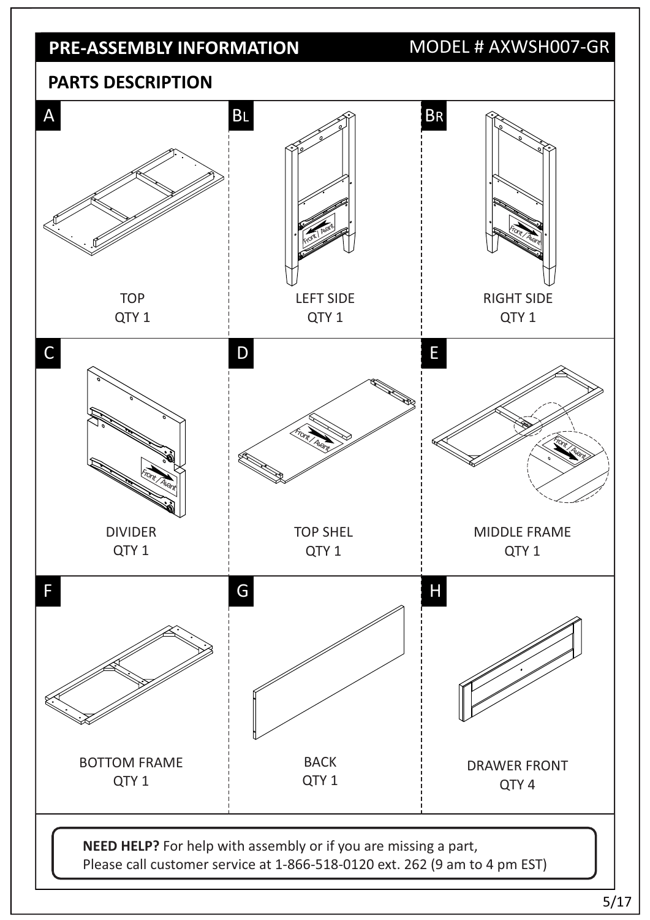## PRE-ASSEMBLY INFORMATION

MODEL # AXWSH007-GR

## PARTS DESCRIPTION

| | | |
|---|---|---|
| **A**<br>TOP<br>QTY 1 | **BL**<br>LEFT SIDE<br>QTY 1 | **BR**<br>RIGHT SIDE<br>QTY 1 |
| **C**<br>DIVIDER<br>QTY 1 | **D**<br>TOP SHEL<br>QTY 1 | **E**<br>MIDDLE FRAME<br>QTY 1 |
| **F**<br>BOTTOM FRAME<br>QTY 1 | **G**<br>BACK<br>QTY 1 | **H**<br>DRAWER FRONT<br>QTY 4 |

**NEED HELP?** For help with assembly or if you are missing a part,
Please call customer service at 1-866-518-0120 ext. 262 (9 am to 4 pm EST)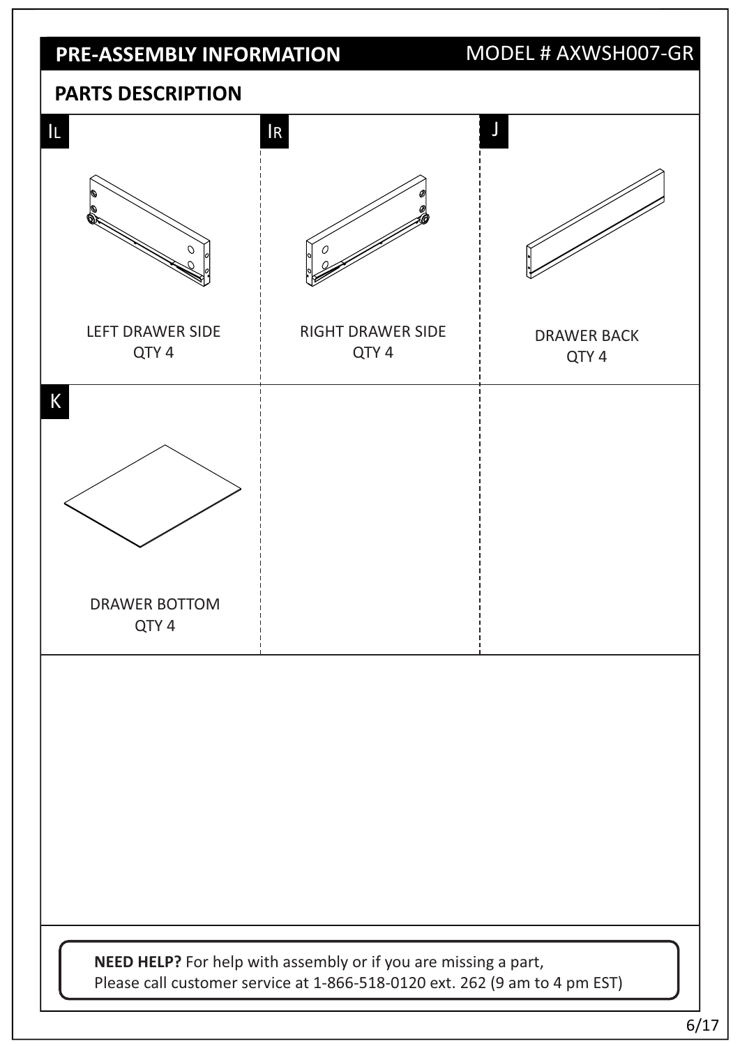## PRE-ASSEMBLY INFORMATION

MODEL # AXWSH007-GR

### PARTS DESCRIPTION

| Part | Description | Quantity |
|---|---|---|
| IL | LEFT DRAWER SIDE | QTY 4 |
| IR | RIGHT DRAWER SIDE | QTY 4 |
| J | DRAWER BACK | QTY 4 |
| K | DRAWER BOTTOM | QTY 4 |

**NEED HELP?** For help with assembly or if you are missing a part,
Please call customer service at 1-866-518-0120 ext. 262 (9 am to 4 pm EST)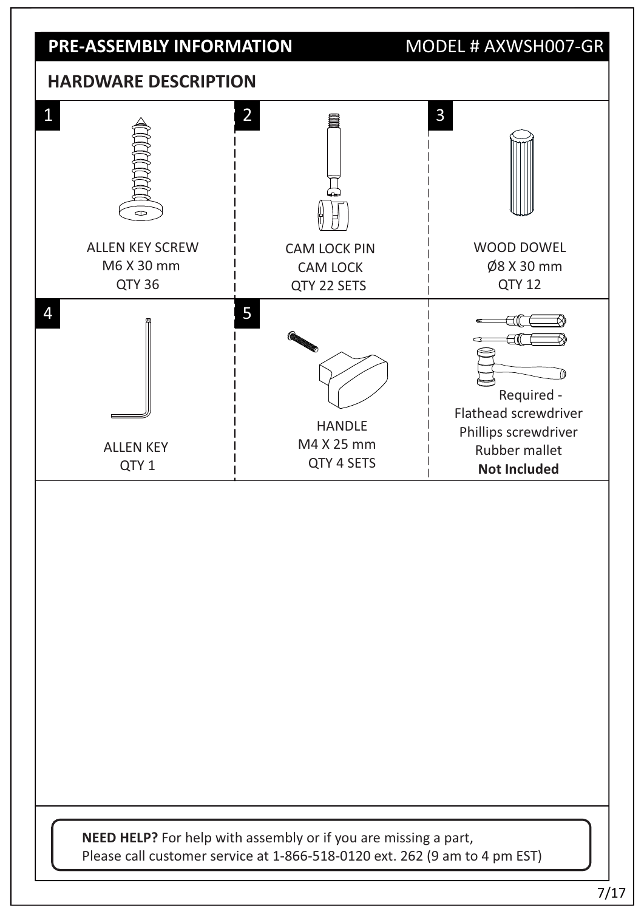## PRE-ASSEMBLY INFORMATION

MODEL # AXWSH007-GR

### HARDWARE DESCRIPTION

| # | Item | Size | Quantity |
|---|---|---|---|
| 1 | ALLEN KEY SCREW | M6 X 30 mm | QTY 36 |
| 2 | CAM LOCK PIN / CAM LOCK | | QTY 22 SETS |
| 3 | WOOD DOWEL | Ø8 X 30 mm | QTY 12 |
| 4 | ALLEN KEY | | QTY 1 |
| 5 | HANDLE | M4 X 25 mm | QTY 4 SETS |

Required -
Flathead screwdriver
Phillips screwdriver
Rubber mallet
**Not Included**

**NEED HELP?** For help with assembly or if you are missing a part,
Please call customer service at 1-866-518-0120 ext. 262 (9 am to 4 pm EST)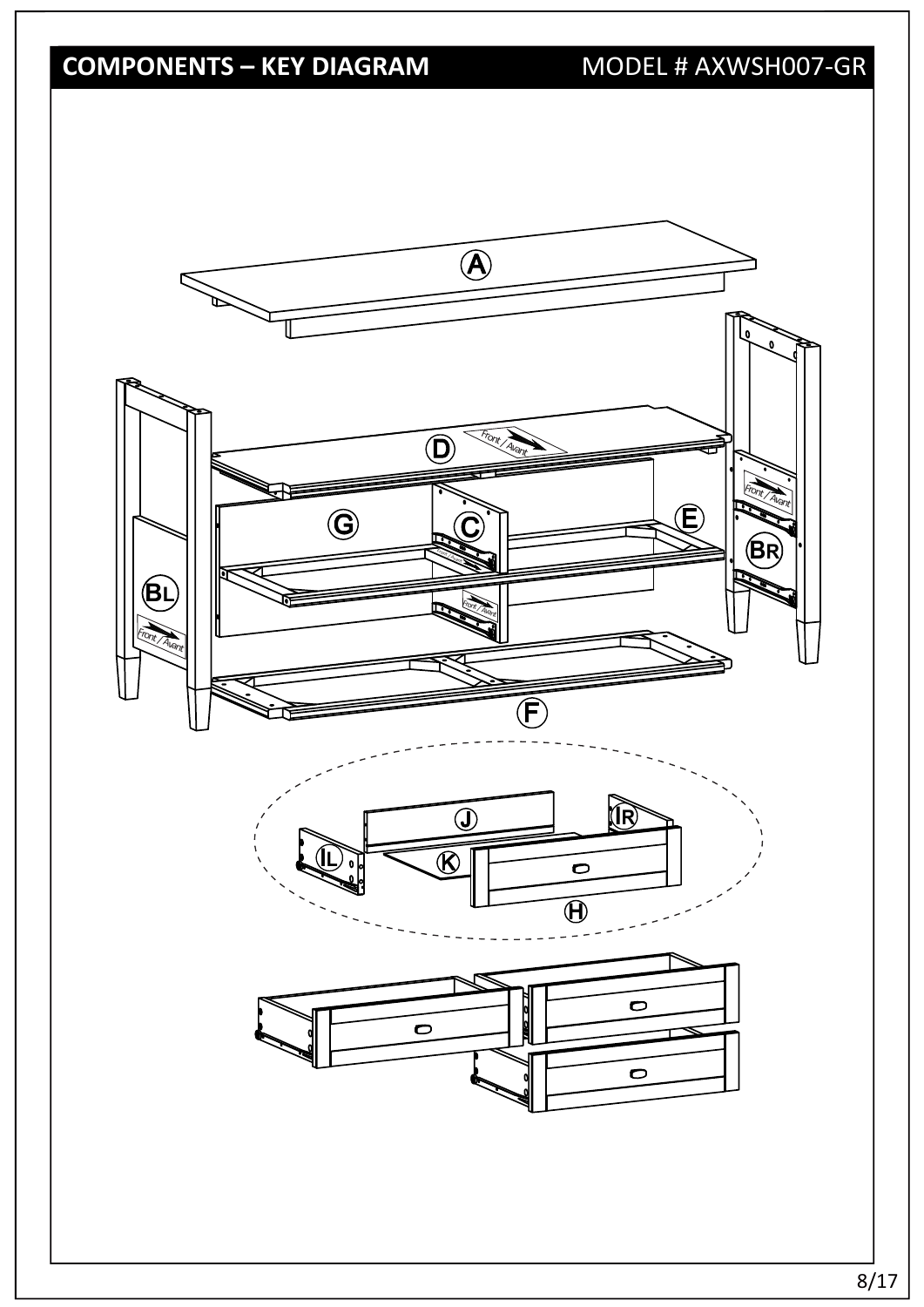# COMPONENTS – KEY DIAGRAM

MODEL # AXWSH007-GR

A

D

Front / Avant

G

C

E

BR

BL

Front / Avant

F

J

IR

IL

K

H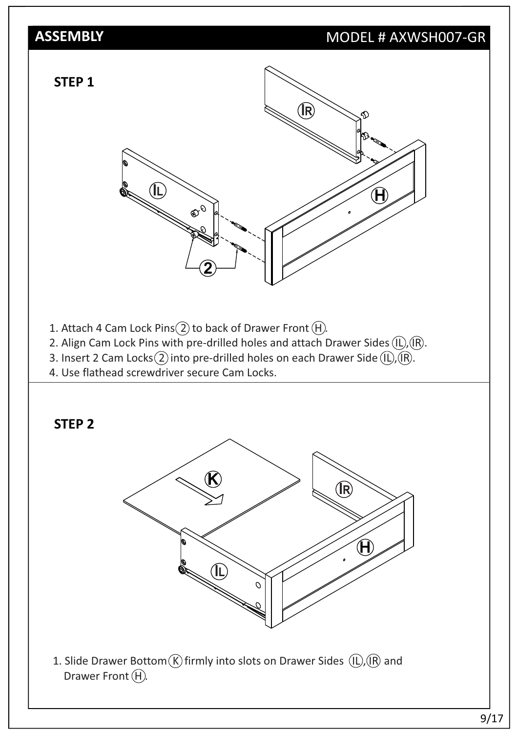## ASSEMBLY

MODEL # AXWSH007-GR

### STEP 1

1. Attach 4 Cam Lock Pins (2) to back of Drawer Front (H).
2. Align Cam Lock Pins with pre-drilled holes and attach Drawer Sides (IL),(IR).
3. Insert 2 Cam Locks (2) into pre-drilled holes on each Drawer Side (IL),(IR).
4. Use flathead screwdriver secure Cam Locks.

### STEP 2

1. Slide Drawer Bottom (K) firmly into slots on Drawer Sides (IL),(IR) and Drawer Front (H).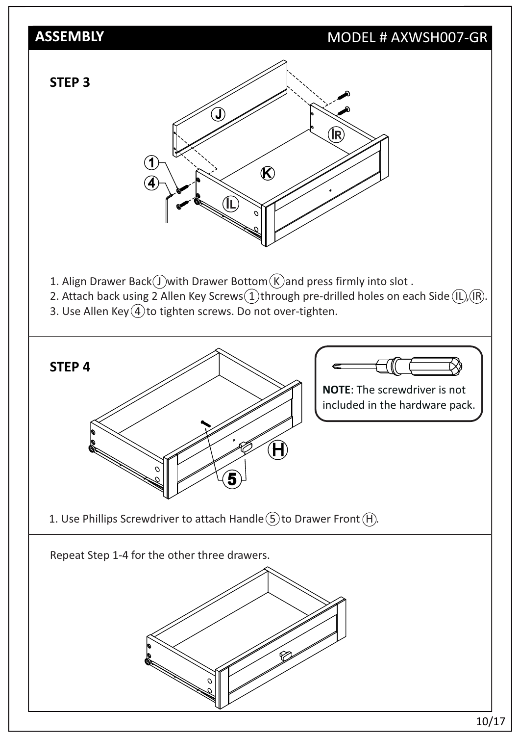## ASSEMBLY

MODEL # AXWSH007-GR

### STEP 3

1. Align Drawer Back (J) with Drawer Bottom (K) and press firmly into slot .
2. Attach back using 2 Allen Key Screws (1) through pre-drilled holes on each Side (IL),(IR).
3. Use Allen Key (4) to tighten screws. Do not over-tighten.

### STEP 4

**NOTE**: The screwdriver is not included in the hardware pack.

1. Use Phillips Screwdriver to attach Handle (5) to Drawer Front (H).

Repeat Step 1-4 for the other three drawers.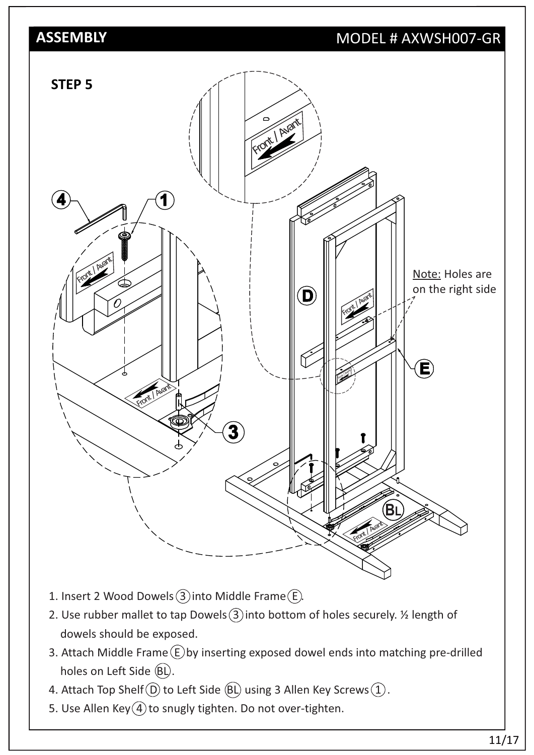## ASSEMBLY

MODEL # AXWSH007-GR

### STEP 5

Note: Holes are on the right side

1. Insert 2 Wood Dowels (3) into Middle Frame (E).
2. Use rubber mallet to tap Dowels (3) into bottom of holes securely. ½ length of dowels should be exposed.
3. Attach Middle Frame (E) by inserting exposed dowel ends into matching pre-drilled holes on Left Side (BL).
4. Attach Top Shelf (D) to Left Side (BL) using 3 Allen Key Screws (1).
5. Use Allen Key (4) to snugly tighten. Do not over-tighten.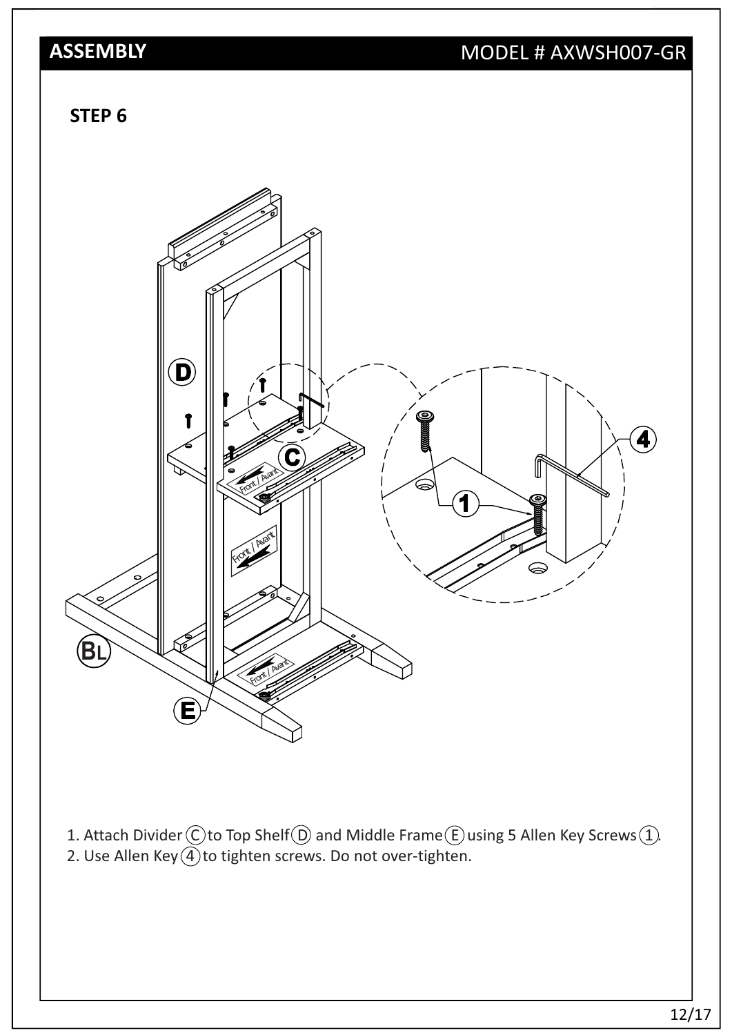## ASSEMBLY

MODEL # AXWSH007-GR

### STEP 6

1. Attach Divider (C) to Top Shelf (D) and Middle Frame (E) using 5 Allen Key Screws (1).
2. Use Allen Key (4) to tighten screws. Do not over-tighten.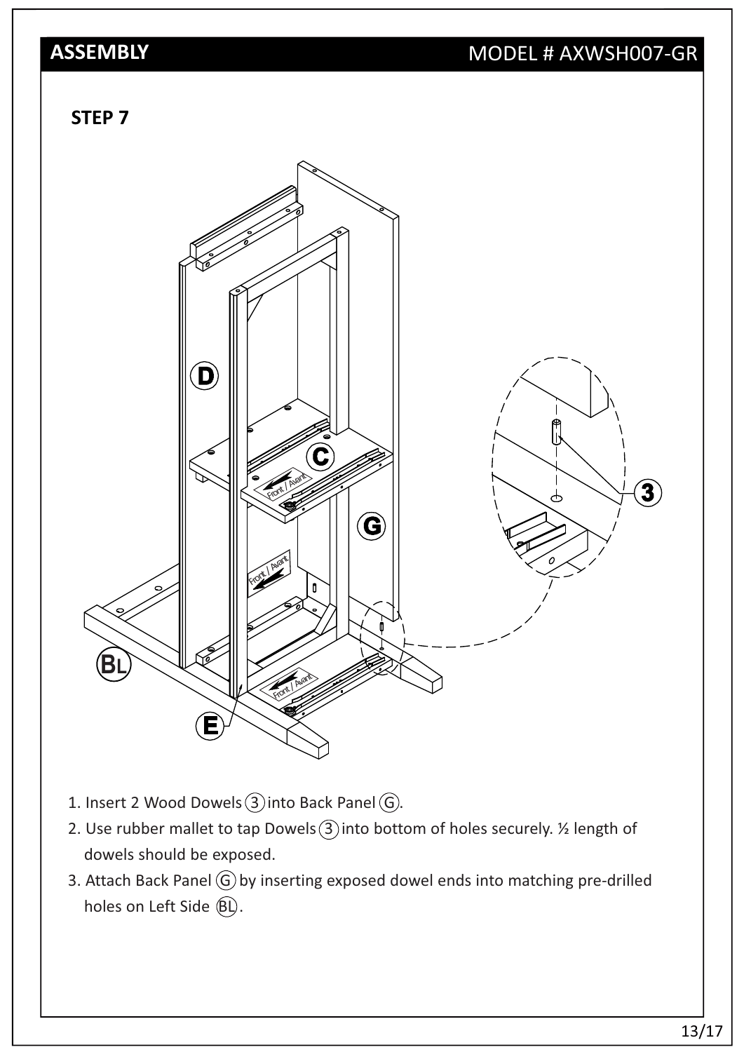## ASSEMBLY

MODEL # AXWSH007-GR

### STEP 7

1. Insert 2 Wood Dowels (3) into Back Panel (G).
2. Use rubber mallet to tap Dowels (3) into bottom of holes securely. ½ length of dowels should be exposed.
3. Attach Back Panel (G) by inserting exposed dowel ends into matching pre-drilled holes on Left Side (BL).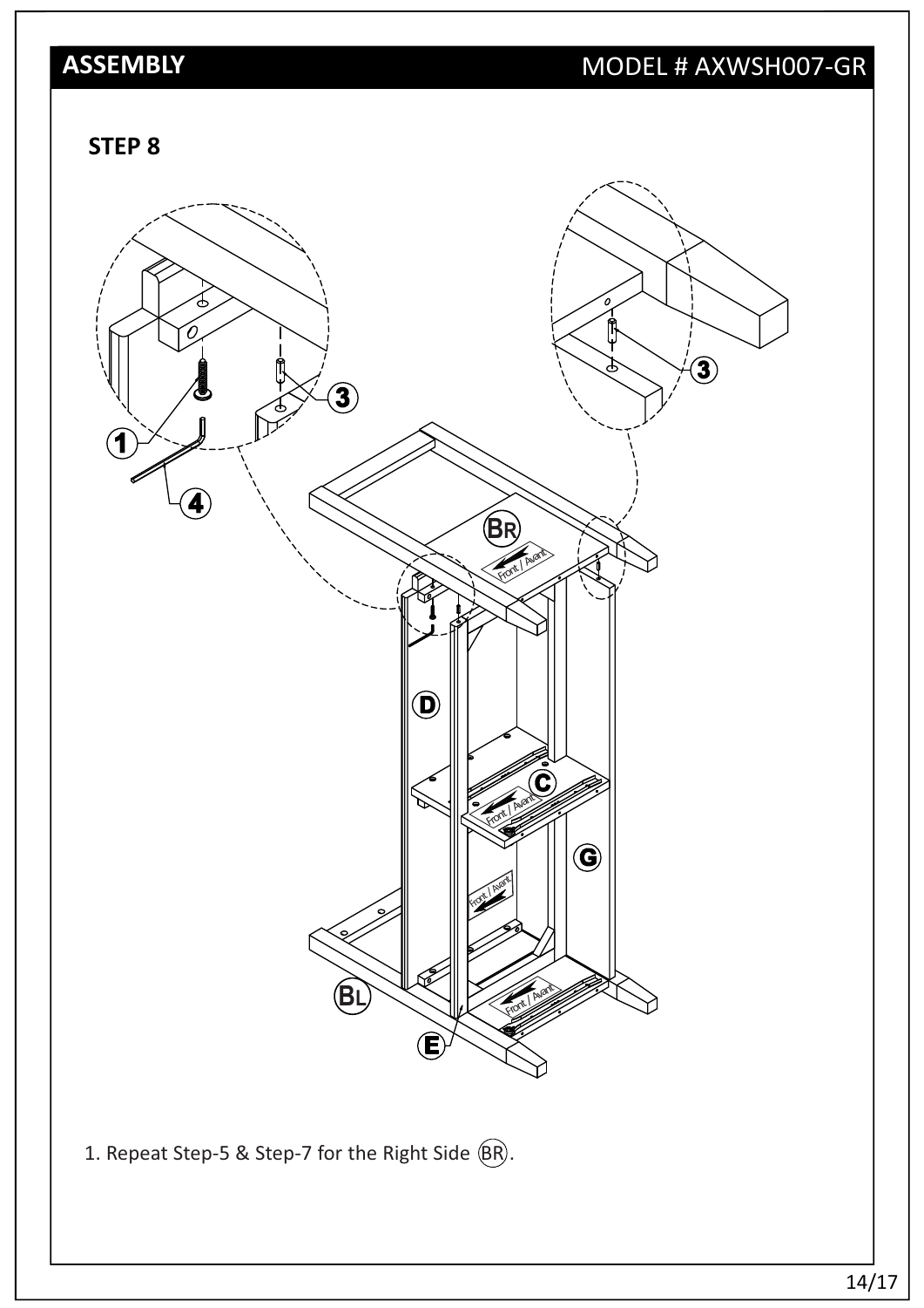## ASSEMBLY

MODEL # AXWSH007-GR

### STEP 8

1. Repeat Step-5 & Step-7 for the Right Side (BR).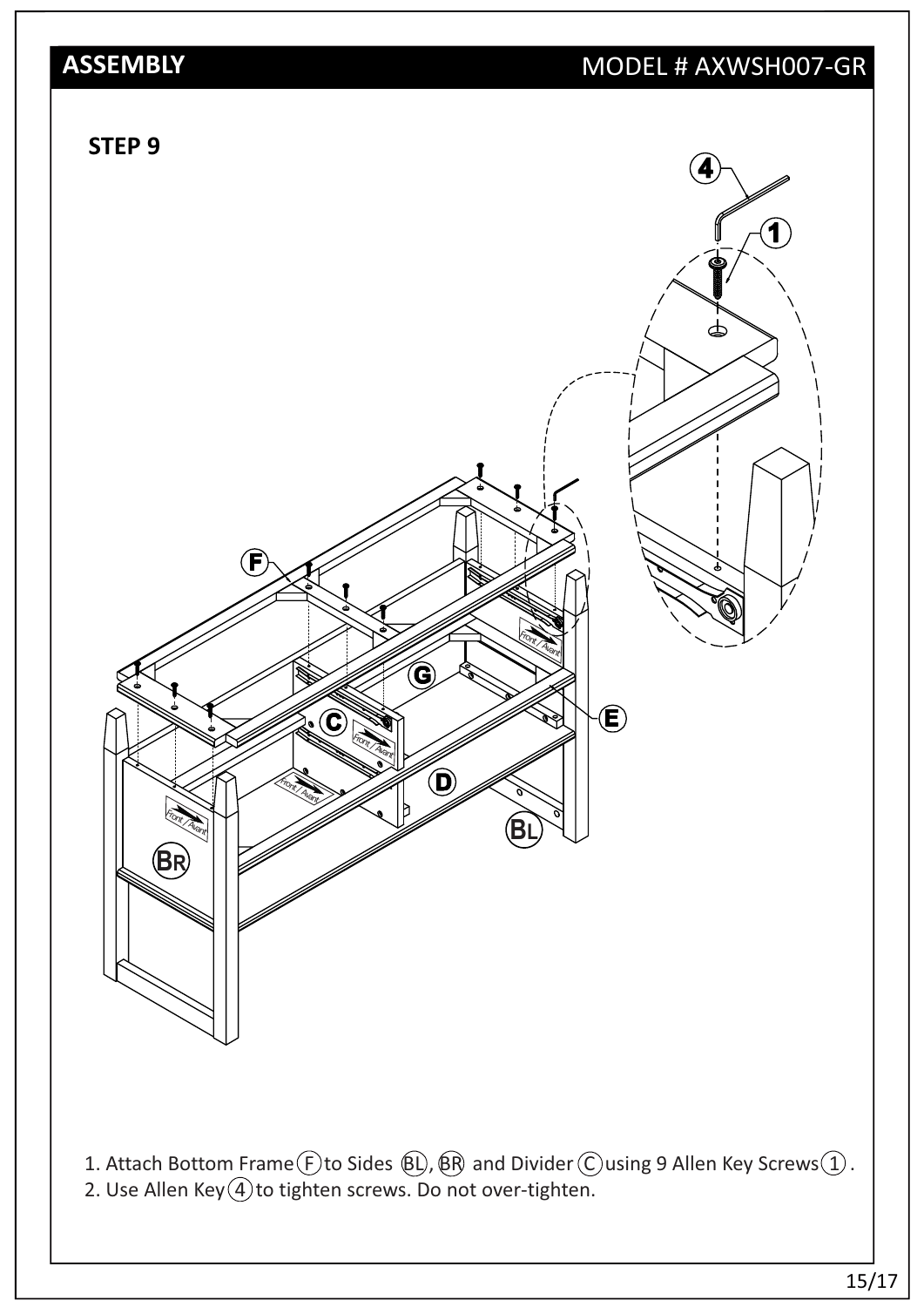## ASSEMBLY

MODEL # AXWSH007-GR

### STEP 9

1. Attach Bottom Frame (F) to Sides (BL), (BR) and Divider (C) using 9 Allen Key Screws (1).
2. Use Allen Key (4) to tighten screws. Do not over-tighten.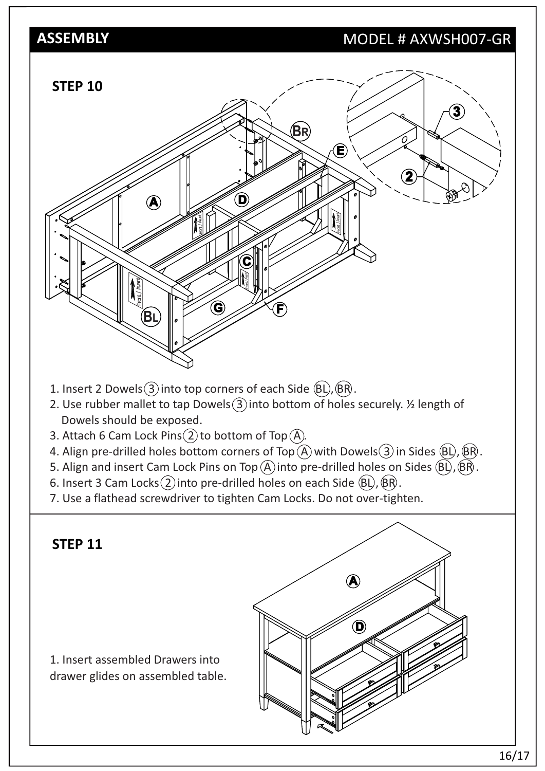## ASSEMBLY

MODEL # AXWSH007-GR

### STEP 10

1. Insert 2 Dowels (3) into top corners of each Side (BL), (BR).
2. Use rubber mallet to tap Dowels (3) into bottom of holes securely. ½ length of Dowels should be exposed.
3. Attach 6 Cam Lock Pins (2) to bottom of Top (A).
4. Align pre-drilled holes bottom corners of Top (A) with Dowels (3) in Sides (BL), (BR).
5. Align and insert Cam Lock Pins on Top (A) into pre-drilled holes on Sides (BL), (BR).
6. Insert 3 Cam Locks (2) into pre-drilled holes on each Side (BL), (BR).
7. Use a flathead screwdriver to tighten Cam Locks. Do not over-tighten.

### STEP 11

1. Insert assembled Drawers into drawer glides on assembled table.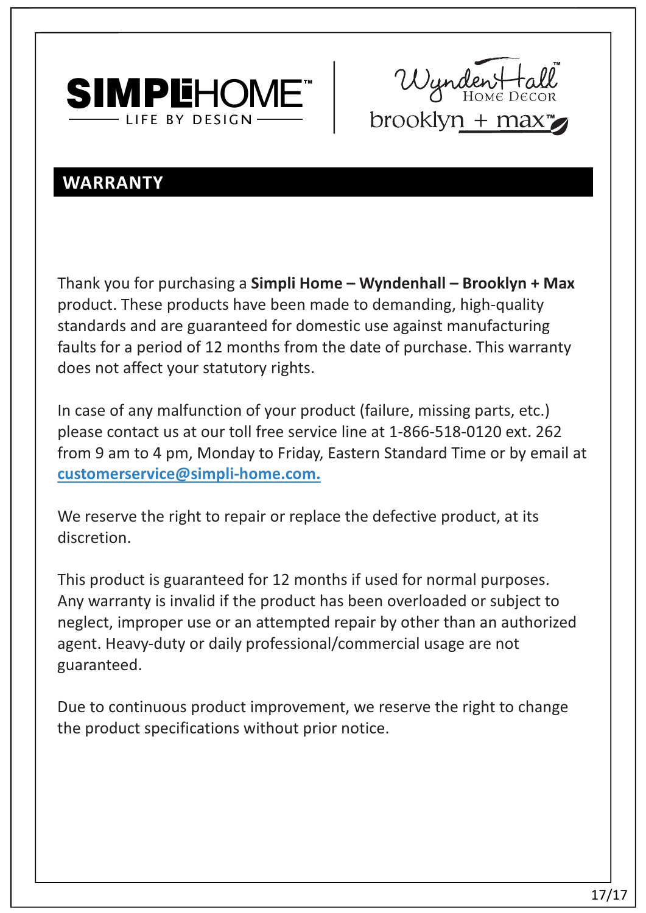SIMPLIHOME™
LIFE BY DESIGN

WyndenHall™
Home Decor
brooklyn + max™

## WARRANTY

Thank you for purchasing a **Simpli Home – Wyndenhall – Brooklyn + Max** product. These products have been made to demanding, high-quality standards and are guaranteed for domestic use against manufacturing faults for a period of 12 months from the date of purchase. This warranty does not affect your statutory rights.

In case of any malfunction of your product (failure, missing parts, etc.) please contact us at our toll free service line at 1-866-518-0120 ext. 262 from 9 am to 4 pm, Monday to Friday, Eastern Standard Time or by email at **customerservice@simpli-home.com.**

We reserve the right to repair or replace the defective product, at its discretion.

This product is guaranteed for 12 months if used for normal purposes. Any warranty is invalid if the product has been overloaded or subject to neglect, improper use or an attempted repair by other than an authorized agent. Heavy-duty or daily professional/commercial usage are not guaranteed.

Due to continuous product improvement, we reserve the right to change the product specifications without prior notice.